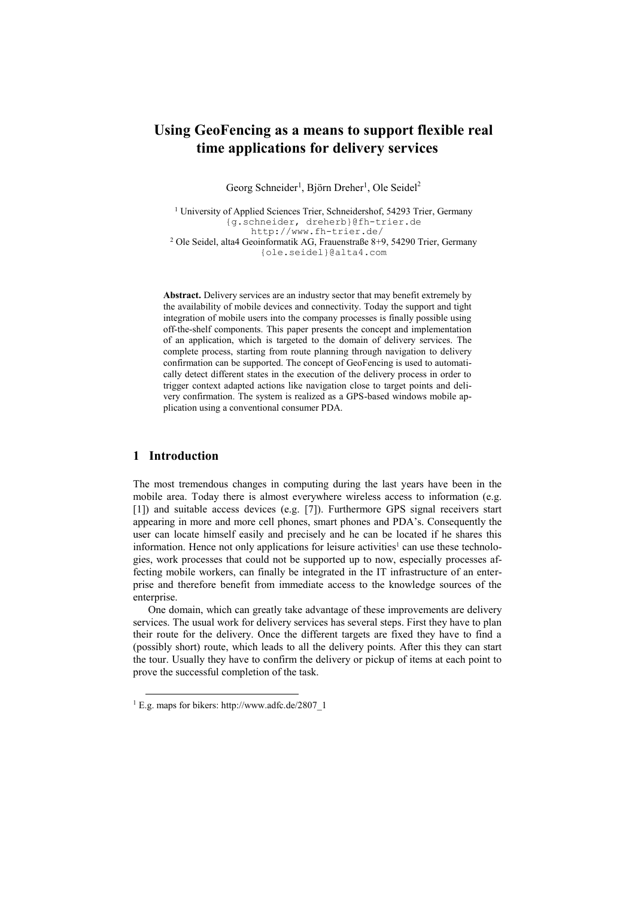# Using GeoFencing as a means to support flexible real time applications for delivery services

Georg Schneider[1], Björn Dreher[1], Ole Seidel[2]

[1] University of Applied Sciences Trier, Schneidershof, 54293 Trier, Germany
{g.schneider, dreherb}@fh-trier.de
http://www.fh-trier.de/
[2] Ole Seidel, alta4 Geoinformatik AG, Frauenstraße 8+9, 54290 Trier, Germany
{ole.seidel}@alta4.com

**Abstract.** Delivery services are an industry sector that may benefit extremely by the availability of mobile devices and connectivity. Today the support and tight integration of mobile users into the company processes is finally possible using off-the-shelf components. This paper presents the concept and implementation of an application, which is targeted to the domain of delivery services. The complete process, starting from route planning through navigation to delivery confirmation can be supported. The concept of GeoFencing is used to automatically detect different states in the execution of the delivery process in order to trigger context adapted actions like navigation close to target points and delivery confirmation. The system is realized as a GPS-based windows mobile application using a conventional consumer PDA.

## 1 Introduction

The most tremendous changes in computing during the last years have been in the mobile area. Today there is almost everywhere wireless access to information (e.g. [1]) and suitable access devices (e.g. [7]). Furthermore GPS signal receivers start appearing in more and more cell phones, smart phones and PDA's. Consequently the user can locate himself easily and precisely and he can be located if he shares this information. Hence not only applications for leisure activities[1] can use these technologies, work processes that could not be supported up to now, especially processes affecting mobile workers, can finally be integrated in the IT infrastructure of an enterprise and therefore benefit from immediate access to the knowledge sources of the enterprise.

One domain, which can greatly take advantage of these improvements are delivery services. The usual work for delivery services has several steps. First they have to plan their route for the delivery. Once the different targets are fixed they have to find a (possibly short) route, which leads to all the delivery points. After this they can start the tour. Usually they have to confirm the delivery or pickup of items at each point to prove the successful completion of the task.

[1] E.g. maps for bikers: http://www.adfc.de/2807_1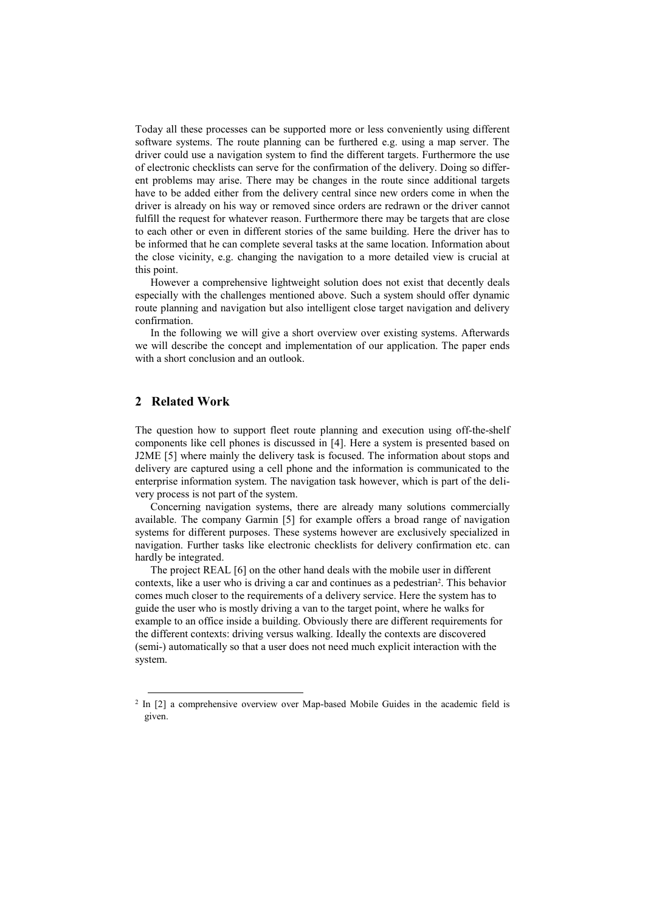Today all these processes can be supported more or less conveniently using different software systems. The route planning can be furthered e.g. using a map server. The driver could use a navigation system to find the different targets. Furthermore the use of electronic checklists can serve for the confirmation of the delivery. Doing so different problems may arise. There may be changes in the route since additional targets have to be added either from the delivery central since new orders come in when the driver is already on his way or removed since orders are redrawn or the driver cannot fulfill the request for whatever reason. Furthermore there may be targets that are close to each other or even in different stories of the same building. Here the driver has to be informed that he can complete several tasks at the same location. Information about the close vicinity, e.g. changing the navigation to a more detailed view is crucial at this point.

However a comprehensive lightweight solution does not exist that decently deals especially with the challenges mentioned above. Such a system should offer dynamic route planning and navigation but also intelligent close target navigation and delivery confirmation.

In the following we will give a short overview over existing systems. Afterwards we will describe the concept and implementation of our application. The paper ends with a short conclusion and an outlook.

## 2 Related Work

The question how to support fleet route planning and execution using off-the-shelf components like cell phones is discussed in [4]. Here a system is presented based on J2ME [5] where mainly the delivery task is focused. The information about stops and delivery are captured using a cell phone and the information is communicated to the enterprise information system. The navigation task however, which is part of the delivery process is not part of the system.

Concerning navigation systems, there are already many solutions commercially available. The company Garmin [5] for example offers a broad range of navigation systems for different purposes. These systems however are exclusively specialized in navigation. Further tasks like electronic checklists for delivery confirmation etc. can hardly be integrated.

The project REAL [6] on the other hand deals with the mobile user in different contexts, like a user who is driving a car and continues as a pedestrian[2]. This behavior comes much closer to the requirements of a delivery service. Here the system has to guide the user who is mostly driving a van to the target point, where he walks for example to an office inside a building. Obviously there are different requirements for the different contexts: driving versus walking. Ideally the contexts are discovered (semi-) automatically so that a user does not need much explicit interaction with the system.

[2] In [2] a comprehensive overview over Map-based Mobile Guides in the academic field is given.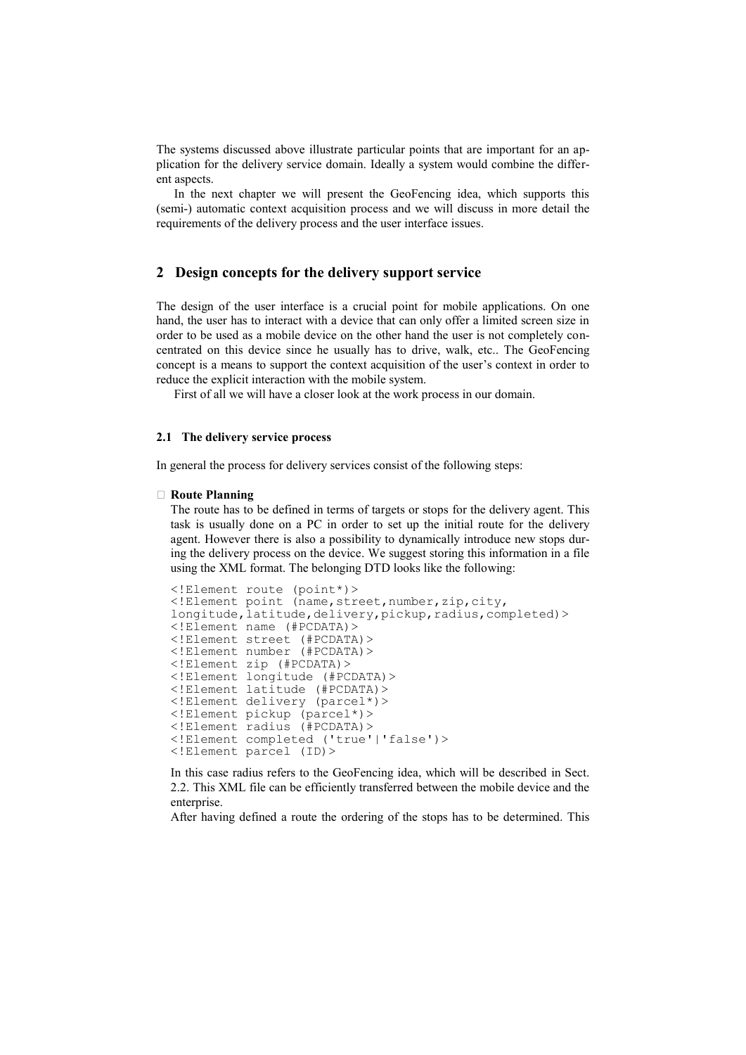The systems discussed above illustrate particular points that are important for an application for the delivery service domain. Ideally a system would combine the different aspects.

In the next chapter we will present the GeoFencing idea, which supports this (semi-) automatic context acquisition process and we will discuss in more detail the requirements of the delivery process and the user interface issues.

## 2 Design concepts for the delivery support service

The design of the user interface is a crucial point for mobile applications. On one hand, the user has to interact with a device that can only offer a limited screen size in order to be used as a mobile device on the other hand the user is not completely concentrated on this device since he usually has to drive, walk, etc.. The GeoFencing concept is a means to support the context acquisition of the user's context in order to reduce the explicit interaction with the mobile system.

First of all we will have a closer look at the work process in our domain.

### 2.1 The delivery service process

In general the process for delivery services consist of the following steps:

- **Route Planning**

  The route has to be defined in terms of targets or stops for the delivery agent. This task is usually done on a PC in order to set up the initial route for the delivery agent. However there is also a possibility to dynamically introduce new stops during the delivery process on the device. We suggest storing this information in a file using the XML format. The belonging DTD looks like the following:

  ```
  <!Element route (point*)>
  <!Element point (name,street,number,zip,city,
  longitude,latitude,delivery,pickup,radius,completed)>
  <!Element name (#PCDATA)>
  <!Element street (#PCDATA)>
  <!Element number (#PCDATA)>
  <!Element zip (#PCDATA)>
  <!Element longitude (#PCDATA)>
  <!Element latitude (#PCDATA)>
  <!Element delivery (parcel*)>
  <!Element pickup (parcel*)>
  <!Element radius (#PCDATA)>
  <!Element completed ('true'|'false')>
  <!Element parcel (ID)>
  ```

  In this case radius refers to the GeoFencing idea, which will be described in Sect. 2.2. This XML file can be efficiently transferred between the mobile device and the enterprise.

  After having defined a route the ordering of the stops has to be determined. This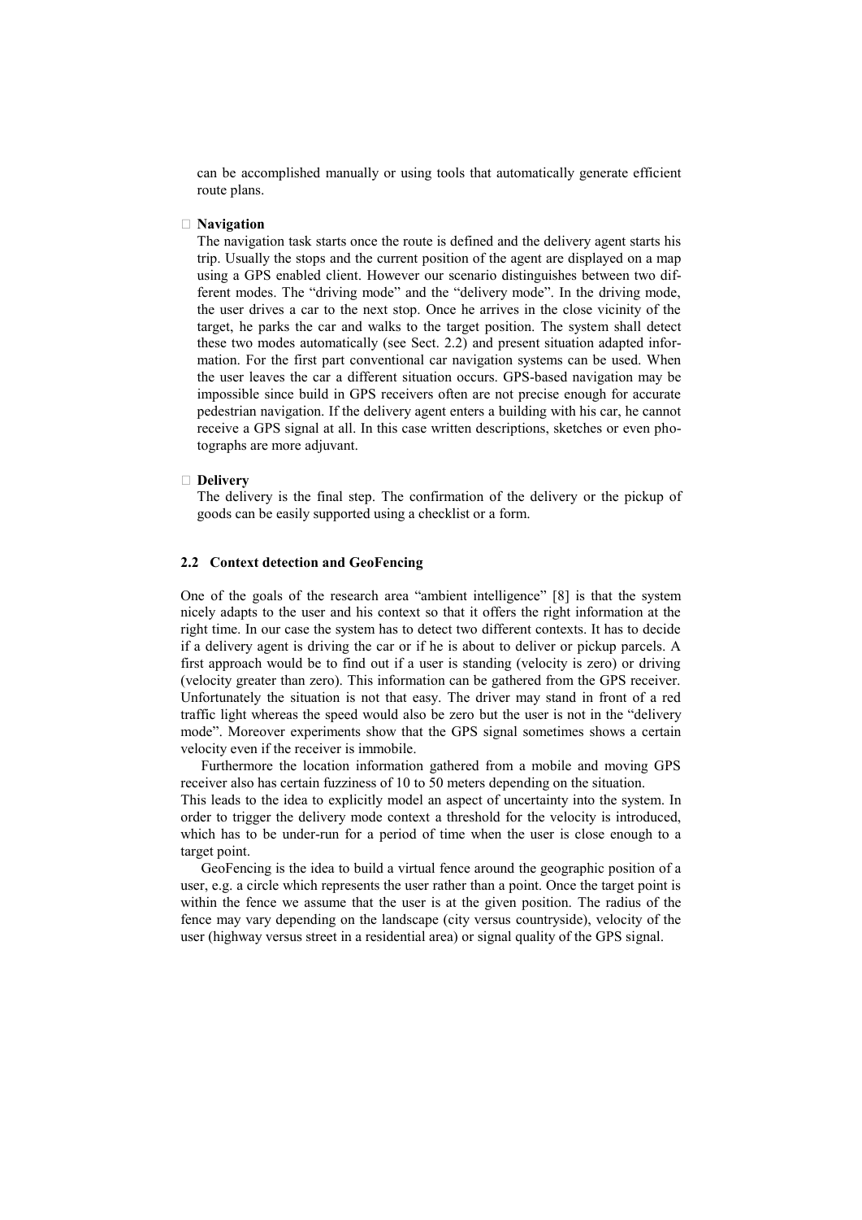can be accomplished manually or using tools that automatically generate efficient route plans.

- **Navigation**
  The navigation task starts once the route is defined and the delivery agent starts his trip. Usually the stops and the current position of the agent are displayed on a map using a GPS enabled client. However our scenario distinguishes between two different modes. The "driving mode" and the "delivery mode". In the driving mode, the user drives a car to the next stop. Once he arrives in the close vicinity of the target, he parks the car and walks to the target position. The system shall detect these two modes automatically (see Sect. 2.2) and present situation adapted information. For the first part conventional car navigation systems can be used. When the user leaves the car a different situation occurs. GPS-based navigation may be impossible since build in GPS receivers often are not precise enough for accurate pedestrian navigation. If the delivery agent enters a building with his car, he cannot receive a GPS signal at all. In this case written descriptions, sketches or even photographs are more adjuvant.

- **Delivery**
  The delivery is the final step. The confirmation of the delivery or the pickup of goods can be easily supported using a checklist or a form.

### 2.2 Context detection and GeoFencing

One of the goals of the research area "ambient intelligence" [8] is that the system nicely adapts to the user and his context so that it offers the right information at the right time. In our case the system has to detect two different contexts. It has to decide if a delivery agent is driving the car or if he is about to deliver or pickup parcels. A first approach would be to find out if a user is standing (velocity is zero) or driving (velocity greater than zero). This information can be gathered from the GPS receiver. Unfortunately the situation is not that easy. The driver may stand in front of a red traffic light whereas the speed would also be zero but the user is not in the "delivery mode". Moreover experiments show that the GPS signal sometimes shows a certain velocity even if the receiver is immobile.

Furthermore the location information gathered from a mobile and moving GPS receiver also has certain fuzziness of 10 to 50 meters depending on the situation. This leads to the idea to explicitly model an aspect of uncertainty into the system. In order to trigger the delivery mode context a threshold for the velocity is introduced, which has to be under-run for a period of time when the user is close enough to a target point.

GeoFencing is the idea to build a virtual fence around the geographic position of a user, e.g. a circle which represents the user rather than a point. Once the target point is within the fence we assume that the user is at the given position. The radius of the fence may vary depending on the landscape (city versus countryside), velocity of the user (highway versus street in a residential area) or signal quality of the GPS signal.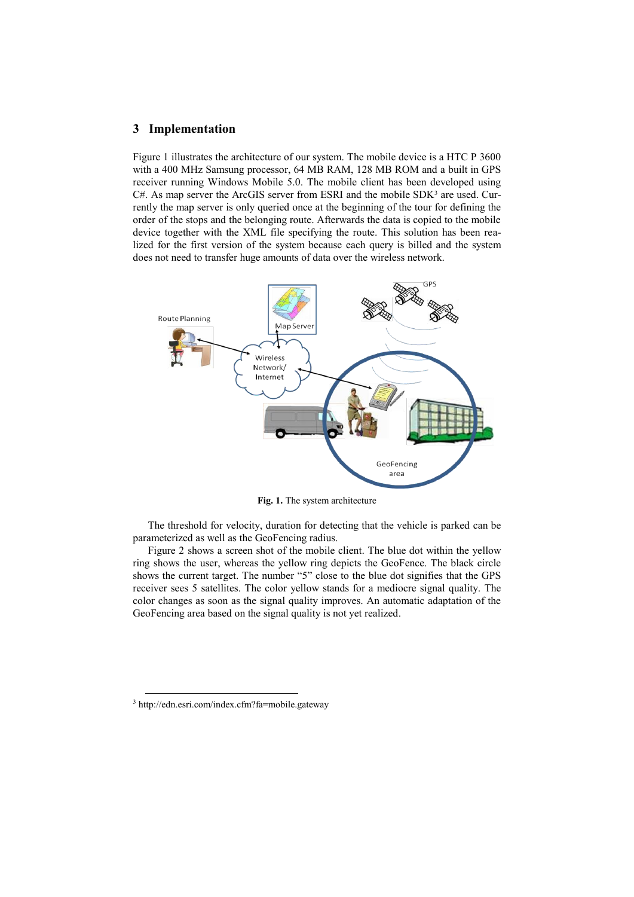## 3 Implementation

Figure 1 illustrates the architecture of our system. The mobile device is a HTC P 3600 with a 400 MHz Samsung processor, 64 MB RAM, 128 MB ROM and a built in GPS receiver running Windows Mobile 5.0. The mobile client has been developed using C#. As map server the ArcGIS server from ESRI and the mobile SDK[3] are used. Currently the map server is only queried once at the beginning of the tour for defining the order of the stops and the belonging route. Afterwards the data is copied to the mobile device together with the XML file specifying the route. This solution has been realized for the first version of the system because each query is billed and the system does not need to transfer huge amounts of data over the wireless network.

**Fig. 1.** The system architecture

The threshold for velocity, duration for detecting that the vehicle is parked can be parameterized as well as the GeoFencing radius.

Figure 2 shows a screen shot of the mobile client. The blue dot within the yellow ring shows the user, whereas the yellow ring depicts the GeoFence. The black circle shows the current target. The number "5" close to the blue dot signifies that the GPS receiver sees 5 satellites. The color yellow stands for a mediocre signal quality. The color changes as soon as the signal quality improves. An automatic adaptation of the GeoFencing area based on the signal quality is not yet realized.

[3] http://edn.esri.com/index.cfm?fa=mobile.gateway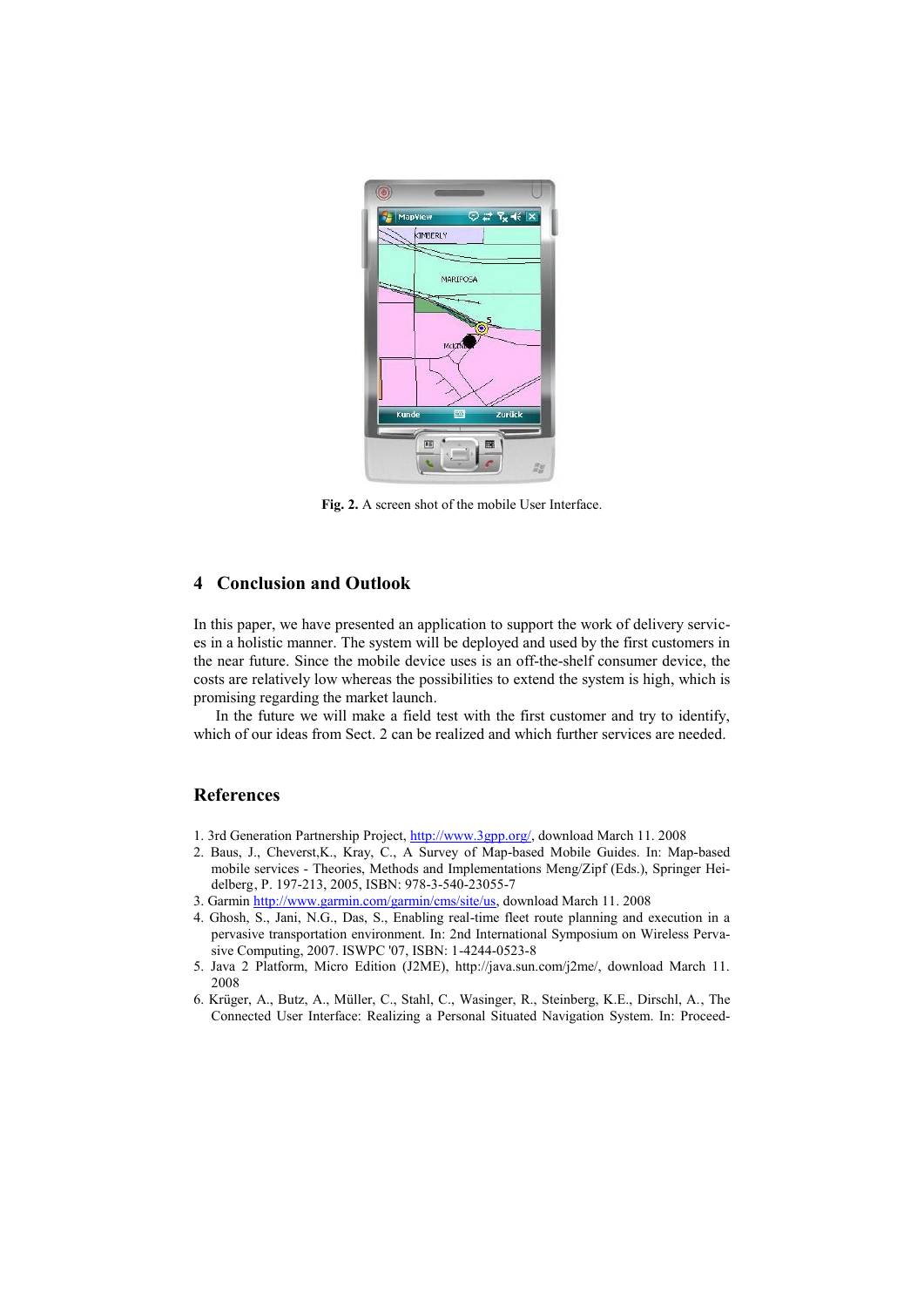**Fig. 2.** A screen shot of the mobile User Interface.

## 4 Conclusion and Outlook

In this paper, we have presented an application to support the work of delivery services in a holistic manner. The system will be deployed and used by the first customers in the near future. Since the mobile device uses is an off-the-shelf consumer device, the costs are relatively low whereas the possibilities to extend the system is high, which is promising regarding the market launch.

In the future we will make a field test with the first customer and try to identify, which of our ideas from Sect. 2 can be realized and which further services are needed.

## References

1. 3rd Generation Partnership Project, http://www.3gpp.org/, download March 11. 2008
2. Baus, J., Cheverst,K., Kray, C., A Survey of Map-based Mobile Guides. In: Map-based mobile services - Theories, Methods and Implementations Meng/Zipf (Eds.), Springer Heidelberg, P. 197-213, 2005, ISBN: 978-3-540-23055-7
3. Garmin http://www.garmin.com/garmin/cms/site/us, download March 11. 2008
4. Ghosh, S., Jani, N.G., Das, S., Enabling real-time fleet route planning and execution in a pervasive transportation environment. In: 2nd International Symposium on Wireless Pervasive Computing, 2007. ISWPC '07, ISBN: 1-4244-0523-8
5. Java 2 Platform, Micro Edition (J2ME), http://java.sun.com/j2me/, download March 11. 2008
6. Krüger, A., Butz, A., Müller, C., Stahl, C., Wasinger, R., Steinberg, K.E., Dirschl, A., The Connected User Interface: Realizing a Personal Situated Navigation System. In: Proceed-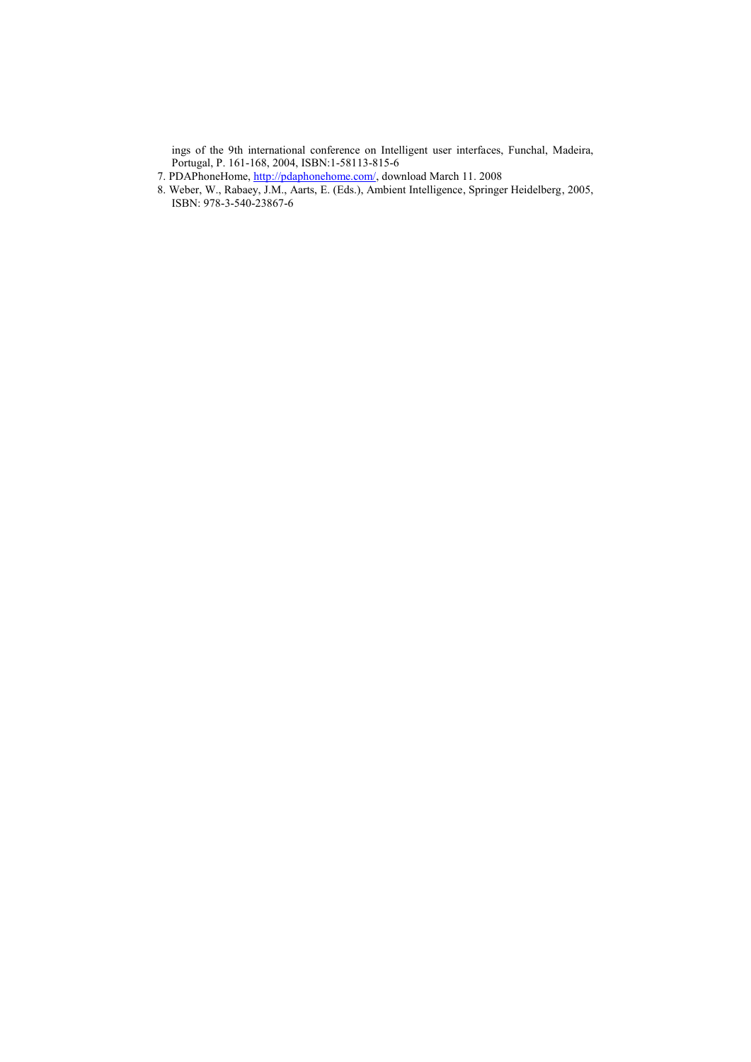ings of the 9th international conference on Intelligent user interfaces, Funchal, Madeira, Portugal, P. 161-168, 2004, ISBN:1-58113-815-6

7. PDAPhoneHome, http://pdaphonehome.com/, download March 11. 2008
8. Weber, W., Rabaey, J.M., Aarts, E. (Eds.), Ambient Intelligence, Springer Heidelberg, 2005, ISBN: 978-3-540-23867-6